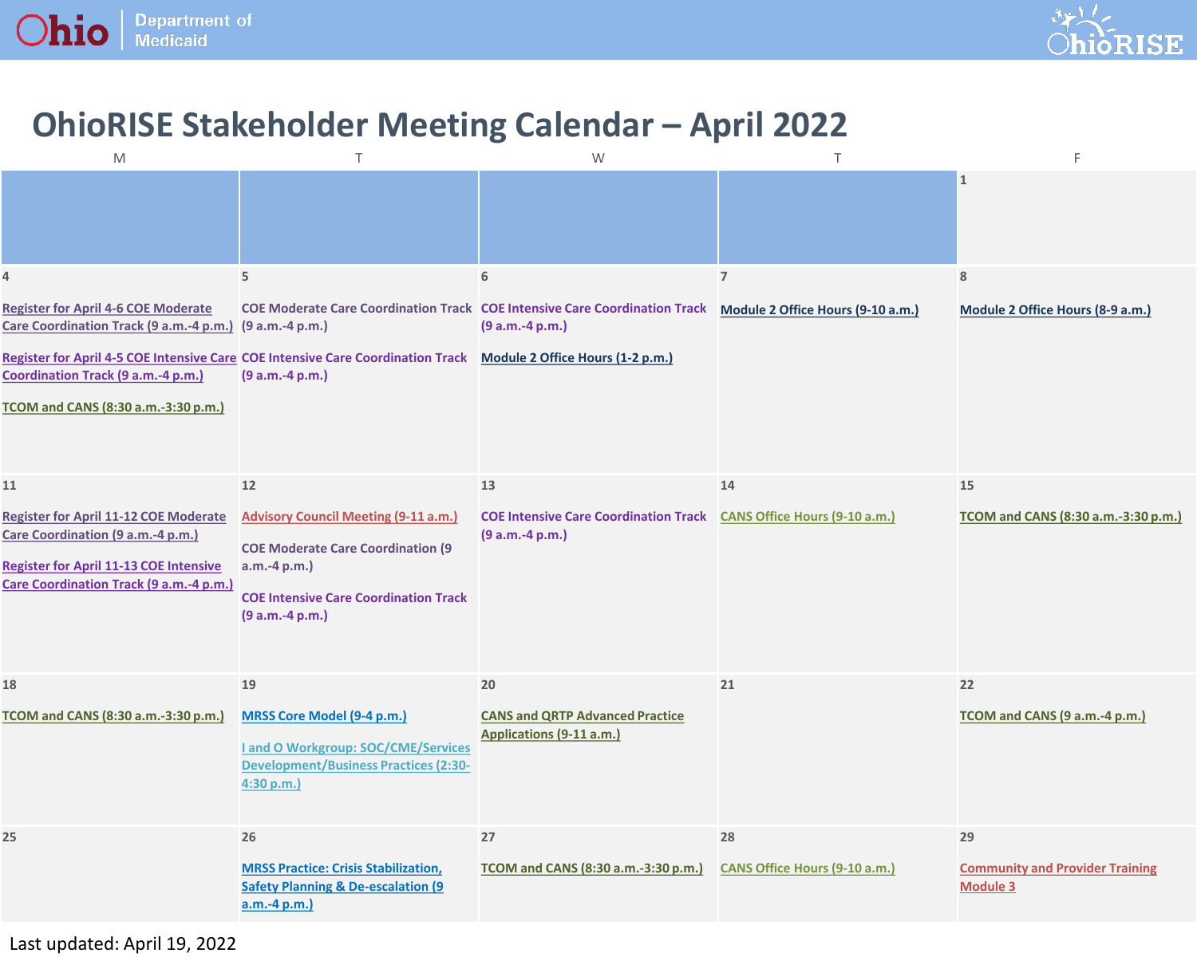# OhioRISE Stakeholder Meeting Calendar – April 2022

| M | T | W | T | F |
|---|---|---|---|---|
| | | | | 1 |
| 4<br><br>Register for April 4-6 COE Moderate Care Coordination Track (9 a.m.-4 p.m.)<br><br>Register for April 4-5 COE Intensive Care Coordination Track (9 a.m.-4 p.m.)<br><br>TCOM and CANS (8:30 a.m.-3:30 p.m.) | 5<br><br>COE Moderate Care Coordination Track (9 a.m.-4 p.m.)<br><br>COE Intensive Care Coordination Track (9 a.m.-4 p.m.) | 6<br><br>COE Intensive Care Coordination Track (9 a.m.-4 p.m.)<br><br>Module 2 Office Hours (1-2 p.m.) | 7<br><br>Module 2 Office Hours (9-10 a.m.) | 8<br><br>Module 2 Office Hours (8-9 a.m.) |
| 11<br><br>Register for April 11-12 COE Moderate Care Coordination (9 a.m.-4 p.m.)<br><br>Register for April 11-13 COE Intensive Care Coordination Track (9 a.m.-4 p.m.) | 12<br><br>Advisory Council Meeting (9-11 a.m.)<br><br>COE Moderate Care Coordination (9 a.m.-4 p.m.)<br><br>COE Intensive Care Coordination Track (9 a.m.-4 p.m.) | 13<br><br>COE Intensive Care Coordination Track (9 a.m.-4 p.m.) | 14<br><br>CANS Office Hours (9-10 a.m.) | 15<br><br>TCOM and CANS (8:30 a.m.-3:30 p.m.) |
| 18<br><br>TCOM and CANS (8:30 a.m.-3:30 p.m.) | 19<br><br>MRSS Core Model (9-4 p.m.)<br><br>I and O Workgroup: SOC/CME/Services Development/Business Practices (2:30-4:30 p.m.) | 20<br><br>CANS and QRTP Advanced Practice Applications (9-11 a.m.) | 21 | 22<br><br>TCOM and CANS (9 a.m.-4 p.m.) |
| 25 | 26<br><br>MRSS Practice: Crisis Stabilization, Safety Planning & De-escalation (9 a.m.-4 p.m.) | 27<br><br>TCOM and CANS (8:30 a.m.-3:30 p.m.) | 28<br><br>CANS Office Hours (9-10 a.m.) | 29<br><br>Community and Provider Training Module 3 |

Last updated: April 19, 2022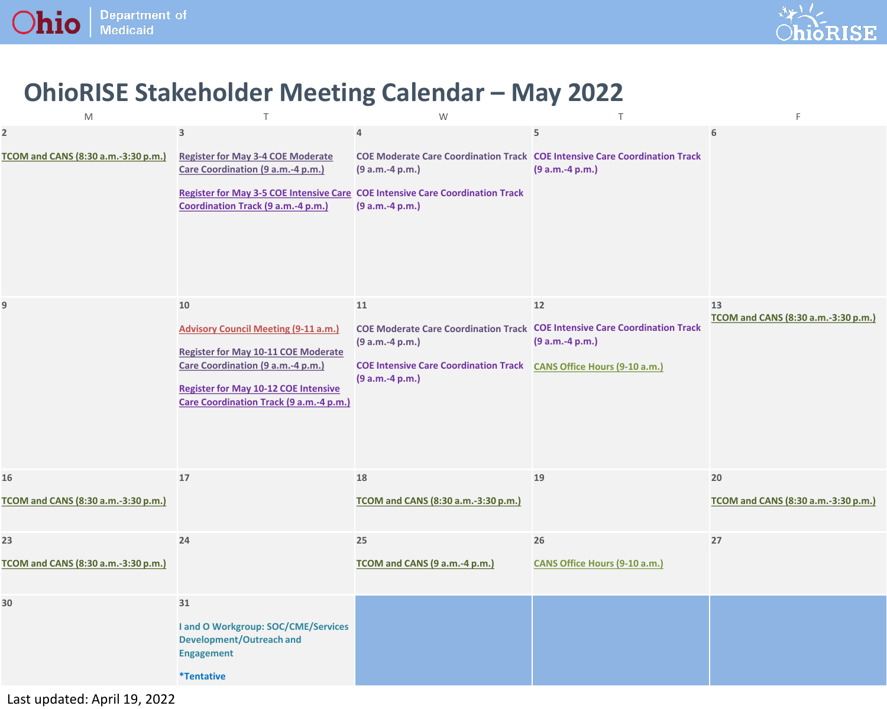# OhioRISE Stakeholder Meeting Calendar – May 2022

| M | T | W | T | F |
|---|---|---|---|---|
| 2<br><br>TCOM and CANS (8:30 a.m.-3:30 p.m.) | 3<br><br>Register for May 3-4 COE Moderate Care Coordination (9 a.m.-4 p.m.)<br><br>Register for May 3-5 COE Intensive Care Coordination Track (9 a.m.-4 p.m.) | 4<br><br>COE Moderate Care Coordination Track (9 a.m.-4 p.m.)<br><br>COE Intensive Care Coordination Track (9 a.m.-4 p.m.) | 5<br><br>COE Intensive Care Coordination Track (9 a.m.-4 p.m.) | 6 |
| 9 | 10<br><br>Advisory Council Meeting (9-11 a.m.)<br><br>Register for May 10-11 COE Moderate Care Coordination (9 a.m.-4 p.m.)<br><br>Register for May 10-12 COE Intensive Care Coordination Track (9 a.m.-4 p.m.) | 11<br><br>COE Moderate Care Coordination Track (9 a.m.-4 p.m.)<br><br>COE Intensive Care Coordination Track (9 a.m.-4 p.m.) | 12<br><br>COE Intensive Care Coordination Track (9 a.m.-4 p.m.)<br><br>CANS Office Hours (9-10 a.m.) | 13<br><br>TCOM and CANS (8:30 a.m.-3:30 p.m.) |
| 16<br><br>TCOM and CANS (8:30 a.m.-3:30 p.m.) | 17 | 18<br><br>TCOM and CANS (8:30 a.m.-3:30 p.m.) | 19 | 20<br><br>TCOM and CANS (8:30 a.m.-3:30 p.m.) |
| 23<br><br>TCOM and CANS (8:30 a.m.-3:30 p.m.) | 24 | 25<br><br>TCOM and CANS (9 a.m.-4 p.m.) | 26<br><br>CANS Office Hours (9-10 a.m.) | 27 |
| 30 | 31<br><br>I and O Workgroup: SOC/CME/Services Development/Outreach and Engagement<br><br>*Tentative | | | |

Last updated: April 19, 2022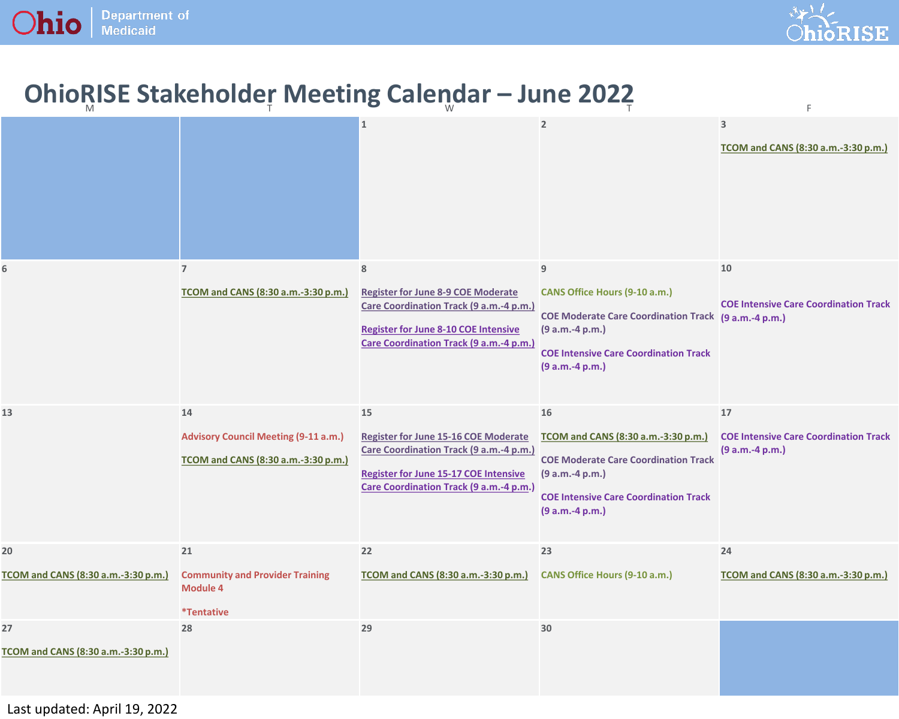Ohio | Department of Medicaid

OhioRISE

# OhioRISE Stakeholder Meeting Calendar – June 2022

| M | T | W | T | F |
|---|---|---|---|---|
| | | 1 | 2 | 3<br><br>TCOM and CANS (8:30 a.m.-3:30 p.m.) |
| 6 | 7<br><br>TCOM and CANS (8:30 a.m.-3:30 p.m.) | 8<br><br>Register for June 8-9 COE Moderate Care Coordination Track (9 a.m.-4 p.m.)<br><br>Register for June 8-10 COE Intensive Care Coordination Track (9 a.m.-4 p.m.) | 9<br><br>CANS Office Hours (9-10 a.m.)<br><br>COE Moderate Care Coordination Track (9 a.m.-4 p.m.)<br><br>COE Intensive Care Coordination Track (9 a.m.-4 p.m.) | 10<br><br>COE Intensive Care Coordination Track (9 a.m.-4 p.m.) |
| 13 | 14<br><br>Advisory Council Meeting (9-11 a.m.)<br><br>TCOM and CANS (8:30 a.m.-3:30 p.m.) | 15<br><br>Register for June 15-16 COE Moderate Care Coordination Track (9 a.m.-4 p.m.)<br><br>Register for June 15-17 COE Intensive Care Coordination Track (9 a.m.-4 p.m.) | 16<br><br>TCOM and CANS (8:30 a.m.-3:30 p.m.)<br><br>COE Moderate Care Coordination Track (9 a.m.-4 p.m.)<br><br>COE Intensive Care Coordination Track (9 a.m.-4 p.m.) | 17<br><br>COE Intensive Care Coordination Track (9 a.m.-4 p.m.) |
| 20<br><br>TCOM and CANS (8:30 a.m.-3:30 p.m.) | 21<br><br>Community and Provider Training Module 4<br><br>*Tentative | 22<br><br>TCOM and CANS (8:30 a.m.-3:30 p.m.) | 23<br><br>CANS Office Hours (9-10 a.m.) | 24<br><br>TCOM and CANS (8:30 a.m.-3:30 p.m.) |
| 27<br><br>TCOM and CANS (8:30 a.m.-3:30 p.m.) | 28 | 29 | 30 | |

Last updated: April 19, 2022